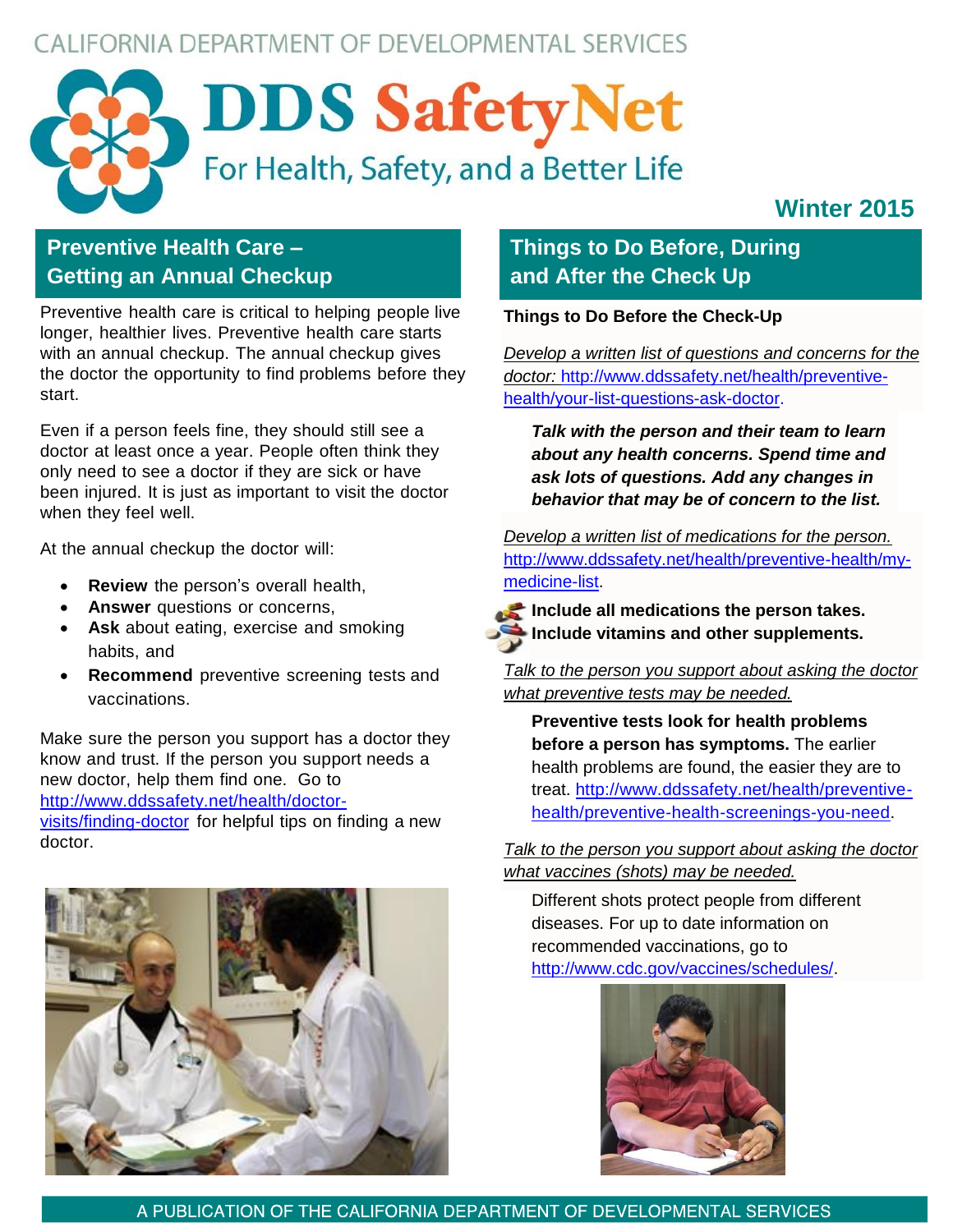CALIFORNIA DEPARTMENT OF DEVELOPMENTAL SERVICES

# DDS SafetyNet

For Health, Safety, and a Better Life

**Winter 2015**

## Preventive Health Care – Getting an Annual Checkup

Preventive health care is critical to helping people live longer, healthier lives. Preventive health care starts with an annual checkup. The annual checkup gives the doctor the opportunity to find problems before they start.

Even if a person feels fine, they should still see a doctor at least once a year. People often think they only need to see a doctor if they are sick or have been injured. It is just as important to visit the doctor when they feel well.

At the annual checkup the doctor will:

- **Review** the person's overall health,
- **Answer** questions or concerns,
- **Ask** about eating, exercise and smoking habits, and
- **Recommend** preventive screening tests and vaccinations.

Make sure the person you support has a doctor they know and trust. If the person you support needs a new doctor, help them find one. Go to http://www.ddssafety.net/health/doctor-visits/finding-doctor for helpful tips on finding a new doctor.

## Things to Do Before, During and After the Check Up

### Things to Do Before the Check-Up

*Develop a written list of questions and concerns for the doctor:* http://www.ddssafety.net/health/preventive-health/your-list-questions-ask-doctor.

***Talk with the person and their team to learn about any health concerns. Spend time and ask lots of questions. Add any changes in behavior that may be of concern to the list.***

*Develop a written list of medications for the person.* http://www.ddssafety.net/health/preventive-health/my-medicine-list.

**Include all medications the person takes.**
**Include vitamins and other supplements.**

*Talk to the person you support about asking the doctor what preventive tests may be needed.*

**Preventive tests look for health problems before a person has symptoms.** The earlier health problems are found, the easier they are to treat. http://www.ddssafety.net/health/preventive-health/preventive-health-screenings-you-need.

*Talk to the person you support about asking the doctor what vaccines (shots) may be needed.*

Different shots protect people from different diseases. For up to date information on recommended vaccinations, go to http://www.cdc.gov/vaccines/schedules/.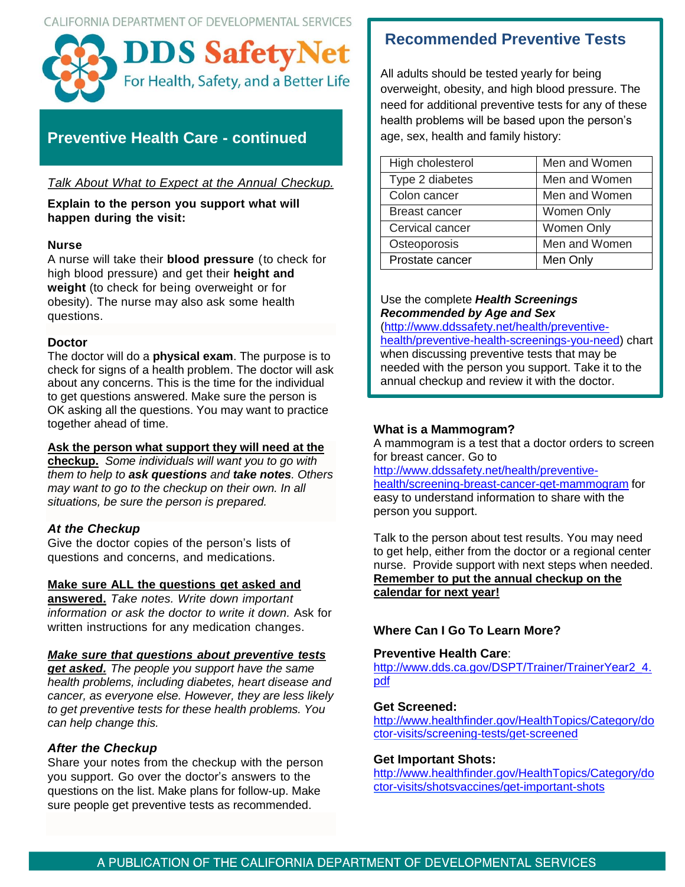CALIFORNIA DEPARTMENT OF DEVELOPMENTAL SERVICES

**DDS SafetyNet**
For Health, Safety, and a Better Life

## Preventive Health Care - continued

*Talk About What to Expect at the Annual Checkup.*

**Explain to the person you support what will happen during the visit:**

**Nurse**
A nurse will take their **blood pressure** (to check for high blood pressure) and get their **height and weight** (to check for being overweight or for obesity). The nurse may also ask some health questions.

**Doctor**
The doctor will do a **physical exam**. The purpose is to check for signs of a health problem. The doctor will ask about any concerns. This is the time for the individual to get questions answered. Make sure the person is OK asking all the questions. You may want to practice together ahead of time.

**Ask the person what support they will need at the checkup.** *Some individuals will want you to go with them to help to* ***ask questions*** *and* ***take notes****. Others may want to go to the checkup on their own. In all situations, be sure the person is prepared.*

***At the Checkup***
Give the doctor copies of the person's lists of questions and concerns, and medications.

**Make sure ALL the questions get asked and answered.** *Take notes. Write down important information or ask the doctor to write it down.* Ask for written instructions for any medication changes.

***Make sure that questions about preventive tests get asked.*** *The people you support have the same health problems, including diabetes, heart disease and cancer, as everyone else. However, they are less likely to get preventive tests for these health problems. You can help change this.*

***After the Checkup***
Share your notes from the checkup with the person you support. Go over the doctor's answers to the questions on the list. Make plans for follow-up. Make sure people get preventive tests as recommended.

## Recommended Preventive Tests

All adults should be tested yearly for being overweight, obesity, and high blood pressure. The need for additional preventive tests for any of these health problems will be based upon the person's age, sex, health and family history:

| | |
|---|---|
| High cholesterol | Men and Women |
| Type 2 diabetes | Men and Women |
| Colon cancer | Men and Women |
| Breast cancer | Women Only |
| Cervical cancer | Women Only |
| Osteoporosis | Men and Women |
| Prostate cancer | Men Only |

Use the complete ***Health Screenings Recommended by Age and Sex*** (http://www.ddssafety.net/health/preventive-health/preventive-health-screenings-you-need) chart when discussing preventive tests that may be needed with the person you support. Take it to the annual checkup and review it with the doctor.

**What is a Mammogram?**
A mammogram is a test that a doctor orders to screen for breast cancer. Go to http://www.ddssafety.net/health/preventive-health/screening-breast-cancer-get-mammogram for easy to understand information to share with the person you support.

Talk to the person about test results. You may need to get help, either from the doctor or a regional center nurse. Provide support with next steps when needed. **Remember to put the annual checkup on the calendar for next year!**

**Where Can I Go To Learn More?**

**Preventive Health Care**:
http://www.dds.ca.gov/DSPT/Trainer/TrainerYear2_4.pdf

**Get Screened:**
http://www.healthfinder.gov/HealthTopics/Category/doctor-visits/screening-tests/get-screened

**Get Important Shots:**
http://www.healthfinder.gov/HealthTopics/Category/doctor-visits/shotsvaccines/get-important-shots

A PUBLICATION OF THE CALIFORNIA DEPARTMENT OF DEVELOPMENTAL SERVICES